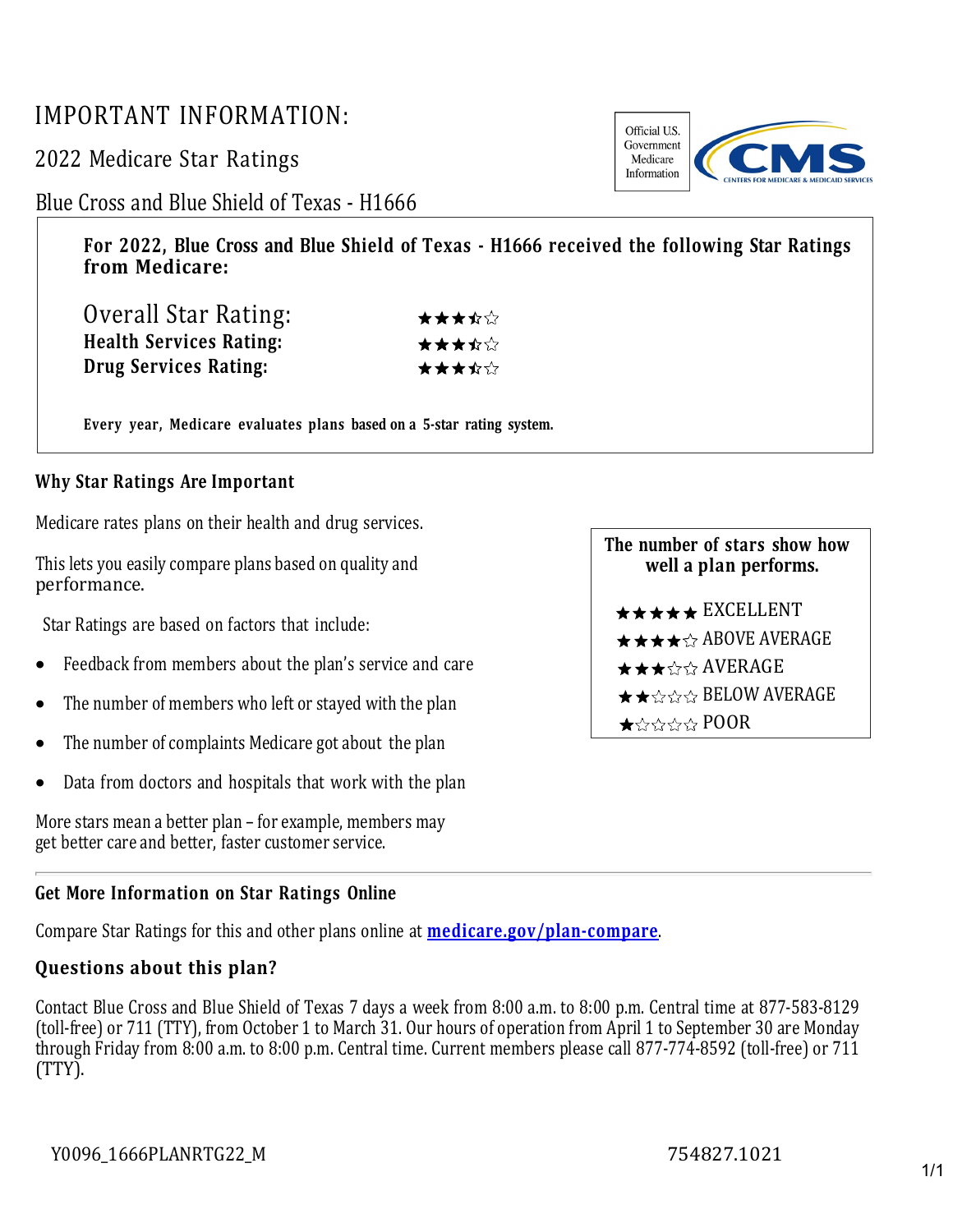# IMPORTANT INFORMATION:

## 2022 Medicare Star Ratings

## Blue Cross and Blue Shield of Texas - H1666

Official U.S. Government Medicare Information

CMS CENTERS FOR MEDICARE & MEDICAID SERVICES

**For 2022, Blue Cross and Blue Shield of Texas - H1666 received the following Star Ratings from Medicare:**

| | |
|---|---|
| Overall Star Rating: | ★★★⯪☆ |
| **Health Services Rating:** | ★★★⯪☆ |
| **Drug Services Rating:** | ★★★⯪☆ |

**Every year, Medicare evaluates plans based on a 5-star rating system.**

### Why Star Ratings Are Important

Medicare rates plans on their health and drug services.

This lets you easily compare plans based on quality and performance.

Star Ratings are based on factors that include:

- Feedback from members about the plan's service and care
- The number of members who left or stayed with the plan
- The number of complaints Medicare got about the plan
- Data from doctors and hospitals that work with the plan

More stars mean a better plan – for example, members may get better care and better, faster customer service.

**The number of stars show how well a plan performs.**

- ★★★★★ EXCELLENT
- ★★★★☆ ABOVE AVERAGE
- ★★★☆☆ AVERAGE
- ★★☆☆☆ BELOW AVERAGE
- ★☆☆☆☆ POOR

### Get More Information on Star Ratings Online

Compare Star Ratings for this and other plans online at **medicare.gov/plan-compare**.

### Questions about this plan?

Contact Blue Cross and Blue Shield of Texas 7 days a week from 8:00 a.m. to 8:00 p.m. Central time at 877-583-8129 (toll-free) or 711 (TTY), from October 1 to March 31. Our hours of operation from April 1 to September 30 are Monday through Friday from 8:00 a.m. to 8:00 p.m. Central time. Current members please call 877-774-8592 (toll-free) or 711 (TTY).

Y0096_1666PLANRTG22_M 754827.1021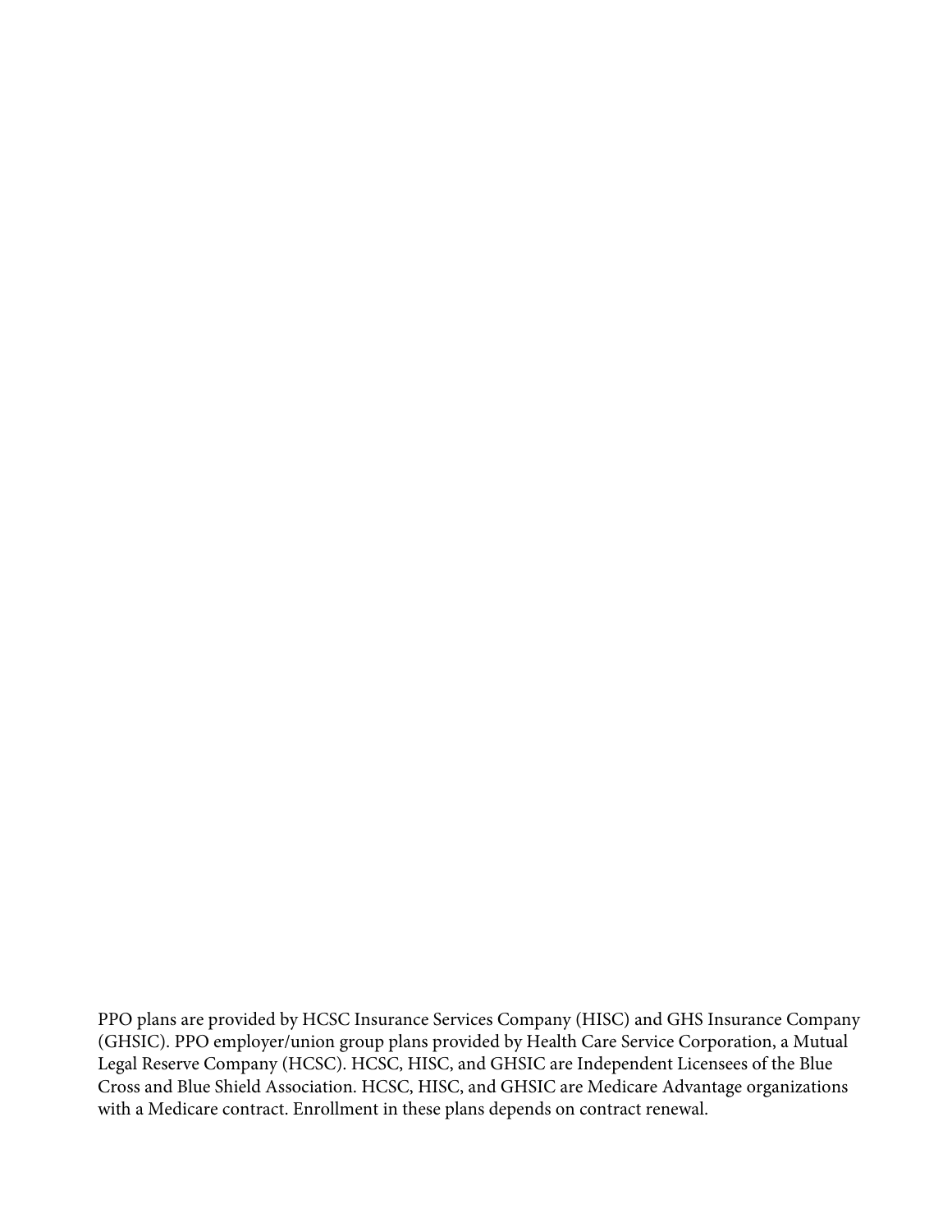PPO plans are provided by HCSC Insurance Services Company (HISC) and GHS Insurance Company (GHSIC). PPO employer/union group plans provided by Health Care Service Corporation, a Mutual Legal Reserve Company (HCSC). HCSC, HISC, and GHSIC are Independent Licensees of the Blue Cross and Blue Shield Association. HCSC, HISC, and GHSIC are Medicare Advantage organizations with a Medicare contract. Enrollment in these plans depends on contract renewal.